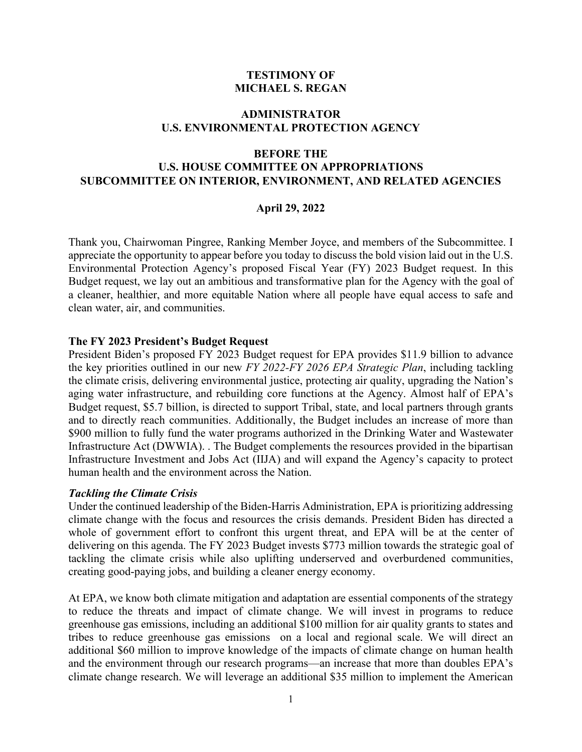# TESTIMONY OF MICHAEL S. REGAN

## ADMINISTRATOR U.S. ENVIRONMENTAL PROTECTION AGENCY

## BEFORE THE U.S. HOUSE COMMITTEE ON APPROPRIATIONS SUBCOMMITTEE ON INTERIOR, ENVIRONMENT, AND RELATED AGENCIES

**April 29, 2022**

Thank you, Chairwoman Pingree, Ranking Member Joyce, and members of the Subcommittee. I appreciate the opportunity to appear before you today to discuss the bold vision laid out in the U.S. Environmental Protection Agency's proposed Fiscal Year (FY) 2023 Budget request. In this Budget request, we lay out an ambitious and transformative plan for the Agency with the goal of a cleaner, healthier, and more equitable Nation where all people have equal access to safe and clean water, air, and communities.

### The FY 2023 President's Budget Request

President Biden's proposed FY 2023 Budget request for EPA provides $11.9 billion to advance the key priorities outlined in our new *FY 2022-FY 2026 EPA Strategic Plan*, including tackling the climate crisis, delivering environmental justice, protecting air quality, upgrading the Nation's aging water infrastructure, and rebuilding core functions at the Agency. Almost half of EPA's Budget request, $5.7 billion, is directed to support Tribal, state, and local partners through grants and to directly reach communities. Additionally, the Budget includes an increase of more than $900 million to fully fund the water programs authorized in the Drinking Water and Wastewater Infrastructure Act (DWWIA). . The Budget complements the resources provided in the bipartisan Infrastructure Investment and Jobs Act (IIJA) and will expand the Agency's capacity to protect human health and the environment across the Nation.

#### *Tackling the Climate Crisis*

Under the continued leadership of the Biden-Harris Administration, EPA is prioritizing addressing climate change with the focus and resources the crisis demands. President Biden has directed a whole of government effort to confront this urgent threat, and EPA will be at the center of delivering on this agenda. The FY 2023 Budget invests $773 million towards the strategic goal of tackling the climate crisis while also uplifting underserved and overburdened communities, creating good-paying jobs, and building a cleaner energy economy.

At EPA, we know both climate mitigation and adaptation are essential components of the strategy to reduce the threats and impact of climate change. We will invest in programs to reduce greenhouse gas emissions, including an additional $100 million for air quality grants to states and tribes to reduce greenhouse gas emissions on a local and regional scale. We will direct an additional $60 million to improve knowledge of the impacts of climate change on human health and the environment through our research programs—an increase that more than doubles EPA's climate change research. We will leverage an additional $35 million to implement the American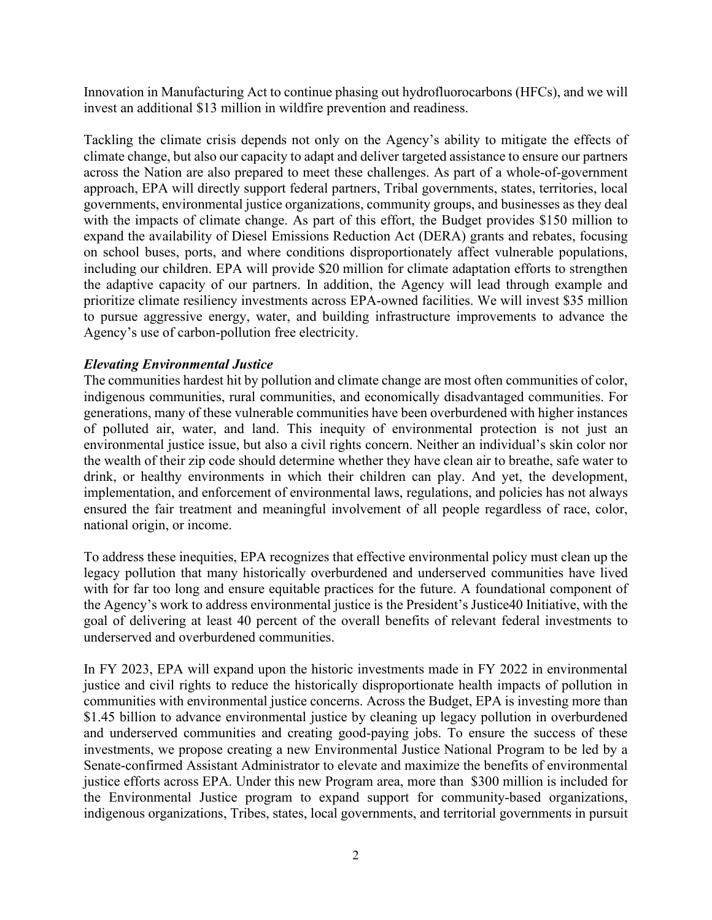Innovation in Manufacturing Act to continue phasing out hydrofluorocarbons (HFCs), and we will invest an additional $13 million in wildfire prevention and readiness.

Tackling the climate crisis depends not only on the Agency's ability to mitigate the effects of climate change, but also our capacity to adapt and deliver targeted assistance to ensure our partners across the Nation are also prepared to meet these challenges. As part of a whole-of-government approach, EPA will directly support federal partners, Tribal governments, states, territories, local governments, environmental justice organizations, community groups, and businesses as they deal with the impacts of climate change. As part of this effort, the Budget provides $150 million to expand the availability of Diesel Emissions Reduction Act (DERA) grants and rebates, focusing on school buses, ports, and where conditions disproportionately affect vulnerable populations, including our children. EPA will provide $20 million for climate adaptation efforts to strengthen the adaptive capacity of our partners. In addition, the Agency will lead through example and prioritize climate resiliency investments across EPA-owned facilities. We will invest $35 million to pursue aggressive energy, water, and building infrastructure improvements to advance the Agency's use of carbon-pollution free electricity.

***Elevating Environmental Justice***

The communities hardest hit by pollution and climate change are most often communities of color, indigenous communities, rural communities, and economically disadvantaged communities. For generations, many of these vulnerable communities have been overburdened with higher instances of polluted air, water, and land. This inequity of environmental protection is not just an environmental justice issue, but also a civil rights concern. Neither an individual's skin color nor the wealth of their zip code should determine whether they have clean air to breathe, safe water to drink, or healthy environments in which their children can play. And yet, the development, implementation, and enforcement of environmental laws, regulations, and policies has not always ensured the fair treatment and meaningful involvement of all people regardless of race, color, national origin, or income.

To address these inequities, EPA recognizes that effective environmental policy must clean up the legacy pollution that many historically overburdened and underserved communities have lived with for far too long and ensure equitable practices for the future. A foundational component of the Agency's work to address environmental justice is the President's Justice40 Initiative, with the goal of delivering at least 40 percent of the overall benefits of relevant federal investments to underserved and overburdened communities.

In FY 2023, EPA will expand upon the historic investments made in FY 2022 in environmental justice and civil rights to reduce the historically disproportionate health impacts of pollution in communities with environmental justice concerns. Across the Budget, EPA is investing more than $1.45 billion to advance environmental justice by cleaning up legacy pollution in overburdened and underserved communities and creating good-paying jobs. To ensure the success of these investments, we propose creating a new Environmental Justice National Program to be led by a Senate-confirmed Assistant Administrator to elevate and maximize the benefits of environmental justice efforts across EPA. Under this new Program area, more than $300 million is included for the Environmental Justice program to expand support for community-based organizations, indigenous organizations, Tribes, states, local governments, and territorial governments in pursuit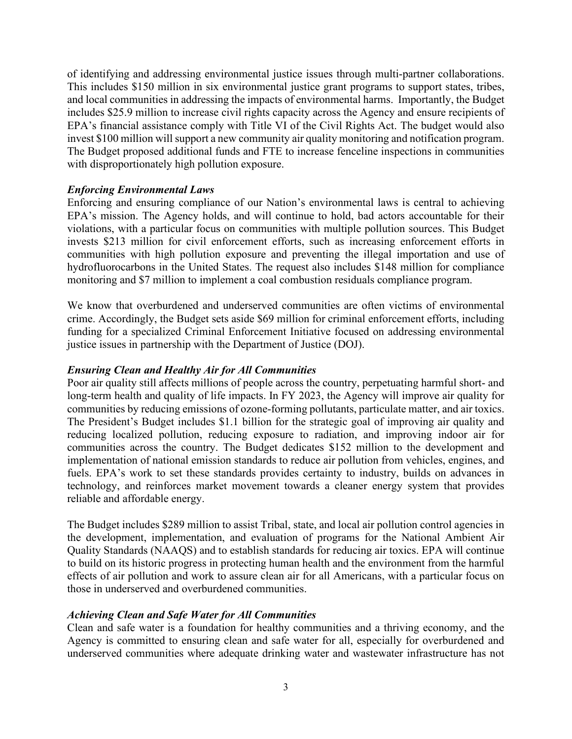of identifying and addressing environmental justice issues through multi-partner collaborations. This includes $150 million in six environmental justice grant programs to support states, tribes, and local communities in addressing the impacts of environmental harms. Importantly, the Budget includes $25.9 million to increase civil rights capacity across the Agency and ensure recipients of EPA's financial assistance comply with Title VI of the Civil Rights Act. The budget would also invest $100 million will support a new community air quality monitoring and notification program. The Budget proposed additional funds and FTE to increase fenceline inspections in communities with disproportionately high pollution exposure.

***Enforcing Environmental Laws***

Enforcing and ensuring compliance of our Nation's environmental laws is central to achieving EPA's mission. The Agency holds, and will continue to hold, bad actors accountable for their violations, with a particular focus on communities with multiple pollution sources. This Budget invests $213 million for civil enforcement efforts, such as increasing enforcement efforts in communities with high pollution exposure and preventing the illegal importation and use of hydrofluorocarbons in the United States. The request also includes $148 million for compliance monitoring and $7 million to implement a coal combustion residuals compliance program.

We know that overburdened and underserved communities are often victims of environmental crime. Accordingly, the Budget sets aside $69 million for criminal enforcement efforts, including funding for a specialized Criminal Enforcement Initiative focused on addressing environmental justice issues in partnership with the Department of Justice (DOJ).

***Ensuring Clean and Healthy Air for All Communities***

Poor air quality still affects millions of people across the country, perpetuating harmful short- and long-term health and quality of life impacts. In FY 2023, the Agency will improve air quality for communities by reducing emissions of ozone-forming pollutants, particulate matter, and air toxics. The President's Budget includes $1.1 billion for the strategic goal of improving air quality and reducing localized pollution, reducing exposure to radiation, and improving indoor air for communities across the country. The Budget dedicates $152 million to the development and implementation of national emission standards to reduce air pollution from vehicles, engines, and fuels. EPA's work to set these standards provides certainty to industry, builds on advances in technology, and reinforces market movement towards a cleaner energy system that provides reliable and affordable energy.

The Budget includes $289 million to assist Tribal, state, and local air pollution control agencies in the development, implementation, and evaluation of programs for the National Ambient Air Quality Standards (NAAQS) and to establish standards for reducing air toxics. EPA will continue to build on its historic progress in protecting human health and the environment from the harmful effects of air pollution and work to assure clean air for all Americans, with a particular focus on those in underserved and overburdened communities.

***Achieving Clean and Safe Water for All Communities***

Clean and safe water is a foundation for healthy communities and a thriving economy, and the Agency is committed to ensuring clean and safe water for all, especially for overburdened and underserved communities where adequate drinking water and wastewater infrastructure has not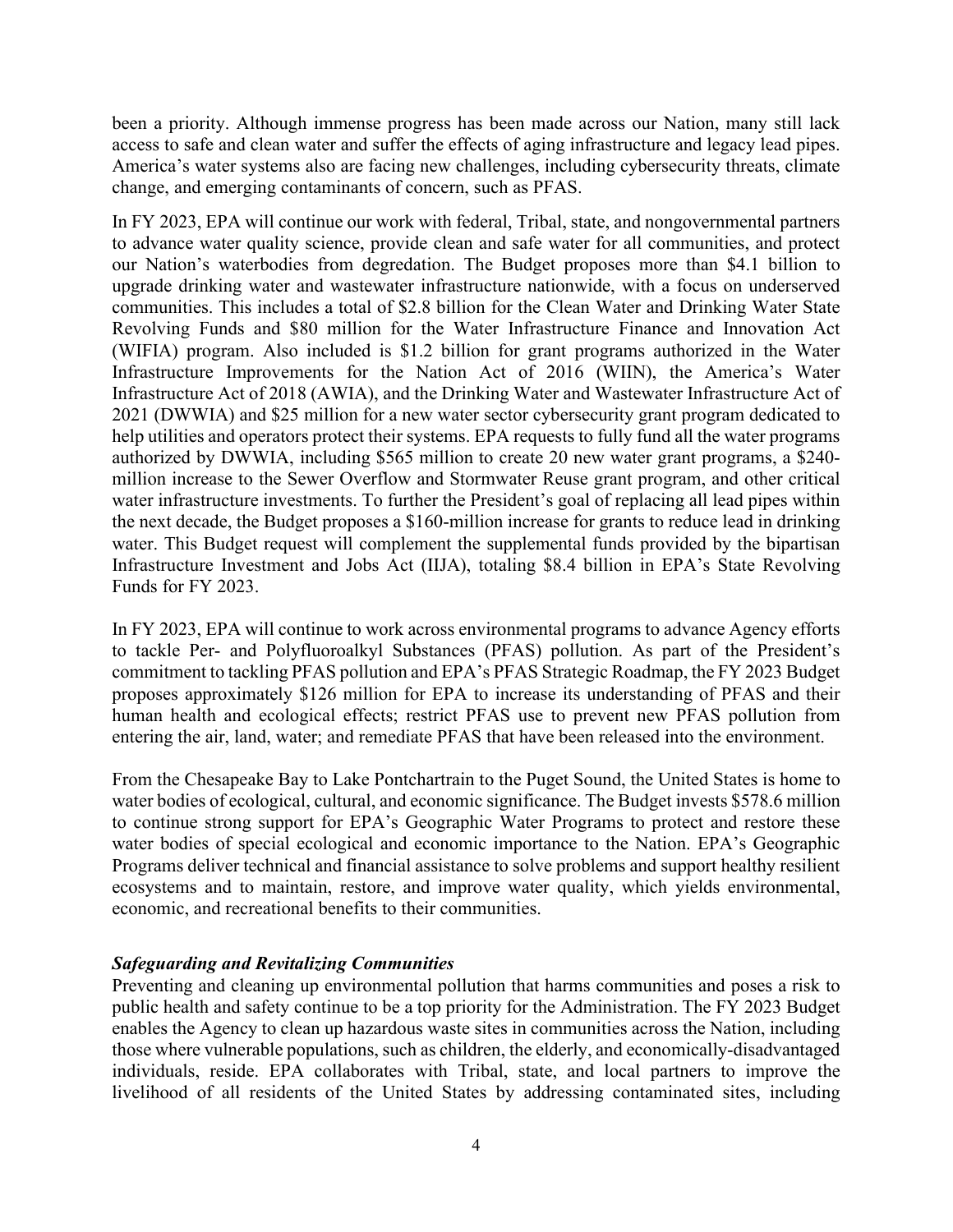been a priority. Although immense progress has been made across our Nation, many still lack access to safe and clean water and suffer the effects of aging infrastructure and legacy lead pipes. America's water systems also are facing new challenges, including cybersecurity threats, climate change, and emerging contaminants of concern, such as PFAS.

In FY 2023, EPA will continue our work with federal, Tribal, state, and nongovernmental partners to advance water quality science, provide clean and safe water for all communities, and protect our Nation's waterbodies from degradation. The Budget proposes more than $4.1 billion to upgrade drinking water and wastewater infrastructure nationwide, with a focus on underserved communities. This includes a total of $2.8 billion for the Clean Water and Drinking Water State Revolving Funds and $80 million for the Water Infrastructure Finance and Innovation Act (WIFIA) program. Also included is $1.2 billion for grant programs authorized in the Water Infrastructure Improvements for the Nation Act of 2016 (WIIN), the America's Water Infrastructure Act of 2018 (AWIA), and the Drinking Water and Wastewater Infrastructure Act of 2021 (DWWIA) and $25 million for a new water sector cybersecurity grant program dedicated to help utilities and operators protect their systems. EPA requests to fully fund all the water programs authorized by DWWIA, including $565 million to create 20 new water grant programs, a $240-million increase to the Sewer Overflow and Stormwater Reuse grant program, and other critical water infrastructure investments. To further the President's goal of replacing all lead pipes within the next decade, the Budget proposes a $160-million increase for grants to reduce lead in drinking water. This Budget request will complement the supplemental funds provided by the bipartisan Infrastructure Investment and Jobs Act (IIJA), totaling $8.4 billion in EPA's State Revolving Funds for FY 2023.

In FY 2023, EPA will continue to work across environmental programs to advance Agency efforts to tackle Per- and Polyfluoroalkyl Substances (PFAS) pollution. As part of the President's commitment to tackling PFAS pollution and EPA's PFAS Strategic Roadmap, the FY 2023 Budget proposes approximately $126 million for EPA to increase its understanding of PFAS and their human health and ecological effects; restrict PFAS use to prevent new PFAS pollution from entering the air, land, water; and remediate PFAS that have been released into the environment.

From the Chesapeake Bay to Lake Pontchartrain to the Puget Sound, the United States is home to water bodies of ecological, cultural, and economic significance. The Budget invests $578.6 million to continue strong support for EPA's Geographic Water Programs to protect and restore these water bodies of special ecological and economic importance to the Nation. EPA's Geographic Programs deliver technical and financial assistance to solve problems and support healthy resilient ecosystems and to maintain, restore, and improve water quality, which yields environmental, economic, and recreational benefits to their communities.

***Safeguarding and Revitalizing Communities***

Preventing and cleaning up environmental pollution that harms communities and poses a risk to public health and safety continue to be a top priority for the Administration. The FY 2023 Budget enables the Agency to clean up hazardous waste sites in communities across the Nation, including those where vulnerable populations, such as children, the elderly, and economically-disadvantaged individuals, reside. EPA collaborates with Tribal, state, and local partners to improve the livelihood of all residents of the United States by addressing contaminated sites, including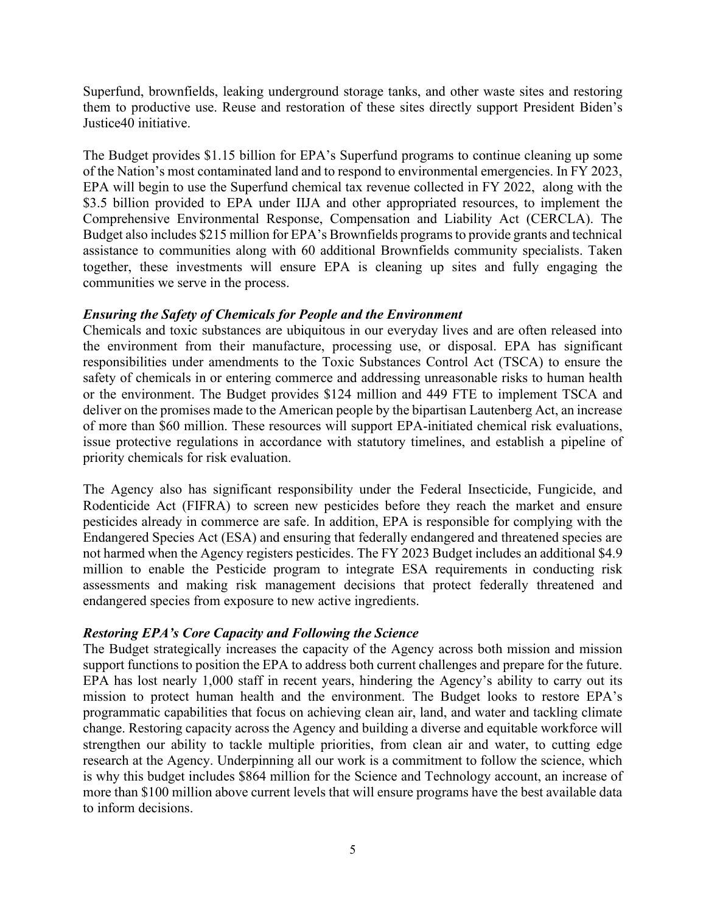Superfund, brownfields, leaking underground storage tanks, and other waste sites and restoring them to productive use. Reuse and restoration of these sites directly support President Biden's Justice40 initiative.

The Budget provides $1.15 billion for EPA's Superfund programs to continue cleaning up some of the Nation's most contaminated land and to respond to environmental emergencies. In FY 2023, EPA will begin to use the Superfund chemical tax revenue collected in FY 2022, along with the $3.5 billion provided to EPA under IIJA and other appropriated resources, to implement the Comprehensive Environmental Response, Compensation and Liability Act (CERCLA). The Budget also includes $215 million for EPA's Brownfields programs to provide grants and technical assistance to communities along with 60 additional Brownfields community specialists. Taken together, these investments will ensure EPA is cleaning up sites and fully engaging the communities we serve in the process.

***Ensuring the Safety of Chemicals for People and the Environment***

Chemicals and toxic substances are ubiquitous in our everyday lives and are often released into the environment from their manufacture, processing use, or disposal. EPA has significant responsibilities under amendments to the Toxic Substances Control Act (TSCA) to ensure the safety of chemicals in or entering commerce and addressing unreasonable risks to human health or the environment. The Budget provides $124 million and 449 FTE to implement TSCA and deliver on the promises made to the American people by the bipartisan Lautenberg Act, an increase of more than $60 million. These resources will support EPA-initiated chemical risk evaluations, issue protective regulations in accordance with statutory timelines, and establish a pipeline of priority chemicals for risk evaluation.

The Agency also has significant responsibility under the Federal Insecticide, Fungicide, and Rodenticide Act (FIFRA) to screen new pesticides before they reach the market and ensure pesticides already in commerce are safe. In addition, EPA is responsible for complying with the Endangered Species Act (ESA) and ensuring that federally endangered and threatened species are not harmed when the Agency registers pesticides. The FY 2023 Budget includes an additional $4.9 million to enable the Pesticide program to integrate ESA requirements in conducting risk assessments and making risk management decisions that protect federally threatened and endangered species from exposure to new active ingredients.

***Restoring EPA's Core Capacity and Following the Science***

The Budget strategically increases the capacity of the Agency across both mission and mission support functions to position the EPA to address both current challenges and prepare for the future. EPA has lost nearly 1,000 staff in recent years, hindering the Agency's ability to carry out its mission to protect human health and the environment. The Budget looks to restore EPA's programmatic capabilities that focus on achieving clean air, land, and water and tackling climate change. Restoring capacity across the Agency and building a diverse and equitable workforce will strengthen our ability to tackle multiple priorities, from clean air and water, to cutting edge research at the Agency. Underpinning all our work is a commitment to follow the science, which is why this budget includes $864 million for the Science and Technology account, an increase of more than $100 million above current levels that will ensure programs have the best available data to inform decisions.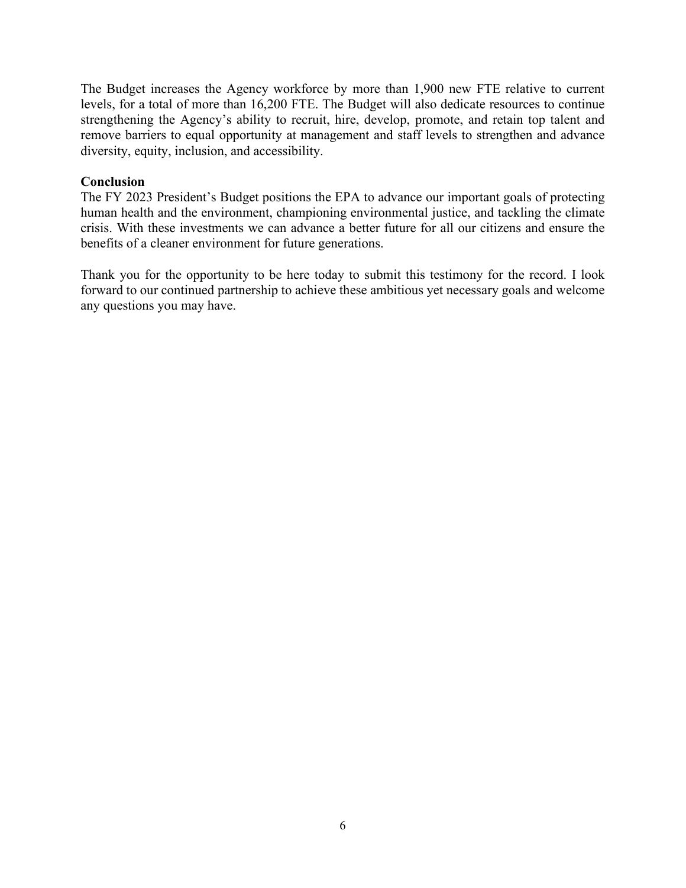The Budget increases the Agency workforce by more than 1,900 new FTE relative to current levels, for a total of more than 16,200 FTE. The Budget will also dedicate resources to continue strengthening the Agency's ability to recruit, hire, develop, promote, and retain top talent and remove barriers to equal opportunity at management and staff levels to strengthen and advance diversity, equity, inclusion, and accessibility.

**Conclusion**

The FY 2023 President's Budget positions the EPA to advance our important goals of protecting human health and the environment, championing environmental justice, and tackling the climate crisis. With these investments we can advance a better future for all our citizens and ensure the benefits of a cleaner environment for future generations.

Thank you for the opportunity to be here today to submit this testimony for the record. I look forward to our continued partnership to achieve these ambitious yet necessary goals and welcome any questions you may have.